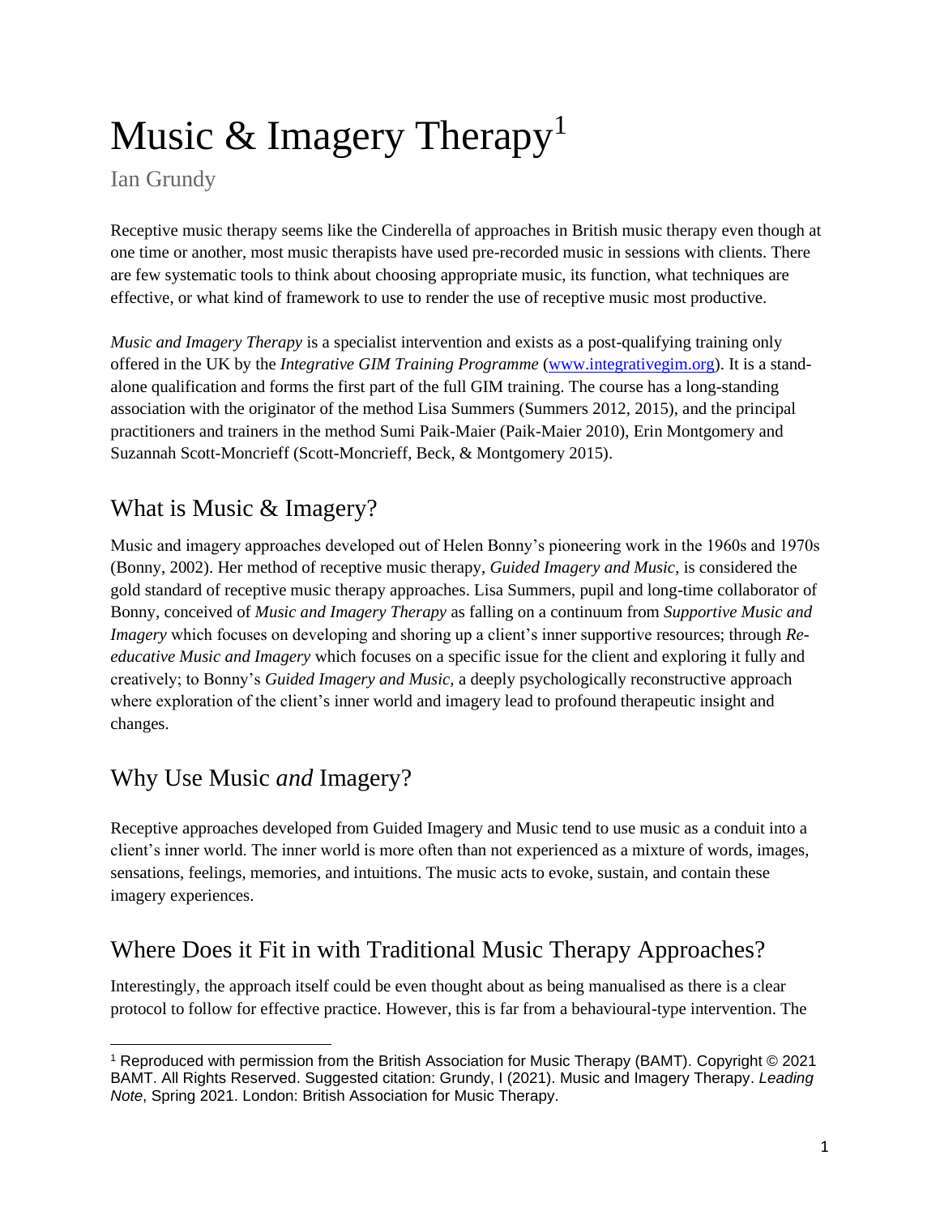# Music & Imagery Therapy[1]

Ian Grundy

Receptive music therapy seems like the Cinderella of approaches in British music therapy even though at one time or another, most music therapists have used pre-recorded music in sessions with clients. There are few systematic tools to think about choosing appropriate music, its function, what techniques are effective, or what kind of framework to use to render the use of receptive music most productive.

*Music and Imagery Therapy* is a specialist intervention and exists as a post-qualifying training only offered in the UK by the *Integrative GIM Training Programme* (www.integrativegim.org). It is a stand-alone qualification and forms the first part of the full GIM training. The course has a long-standing association with the originator of the method Lisa Summers (Summers 2012, 2015), and the principal practitioners and trainers in the method Sumi Paik-Maier (Paik-Maier 2010), Erin Montgomery and Suzannah Scott-Moncrieff (Scott-Moncrieff, Beck, & Montgomery 2015).

## What is Music & Imagery?

Music and imagery approaches developed out of Helen Bonny's pioneering work in the 1960s and 1970s (Bonny, 2002). Her method of receptive music therapy, *Guided Imagery and Music*, is considered the gold standard of receptive music therapy approaches. Lisa Summers, pupil and long-time collaborator of Bonny, conceived of *Music and Imagery Therapy* as falling on a continuum from *Supportive Music and Imagery* which focuses on developing and shoring up a client's inner supportive resources; through *Re-educative Music and Imagery* which focuses on a specific issue for the client and exploring it fully and creatively; to Bonny's *Guided Imagery and Music,* a deeply psychologically reconstructive approach where exploration of the client's inner world and imagery lead to profound therapeutic insight and changes.

## Why Use Music *and* Imagery?

Receptive approaches developed from Guided Imagery and Music tend to use music as a conduit into a client's inner world. The inner world is more often than not experienced as a mixture of words, images, sensations, feelings, memories, and intuitions. The music acts to evoke, sustain, and contain these imagery experiences.

## Where Does it Fit in with Traditional Music Therapy Approaches?

Interestingly, the approach itself could be even thought about as being manualised as there is a clear protocol to follow for effective practice. However, this is far from a behavioural-type intervention. The

[1] Reproduced with permission from the British Association for Music Therapy (BAMT). Copyright © 2021 BAMT. All Rights Reserved. Suggested citation: Grundy, I (2021). Music and Imagery Therapy. *Leading Note*, Spring 2021. London: British Association for Music Therapy.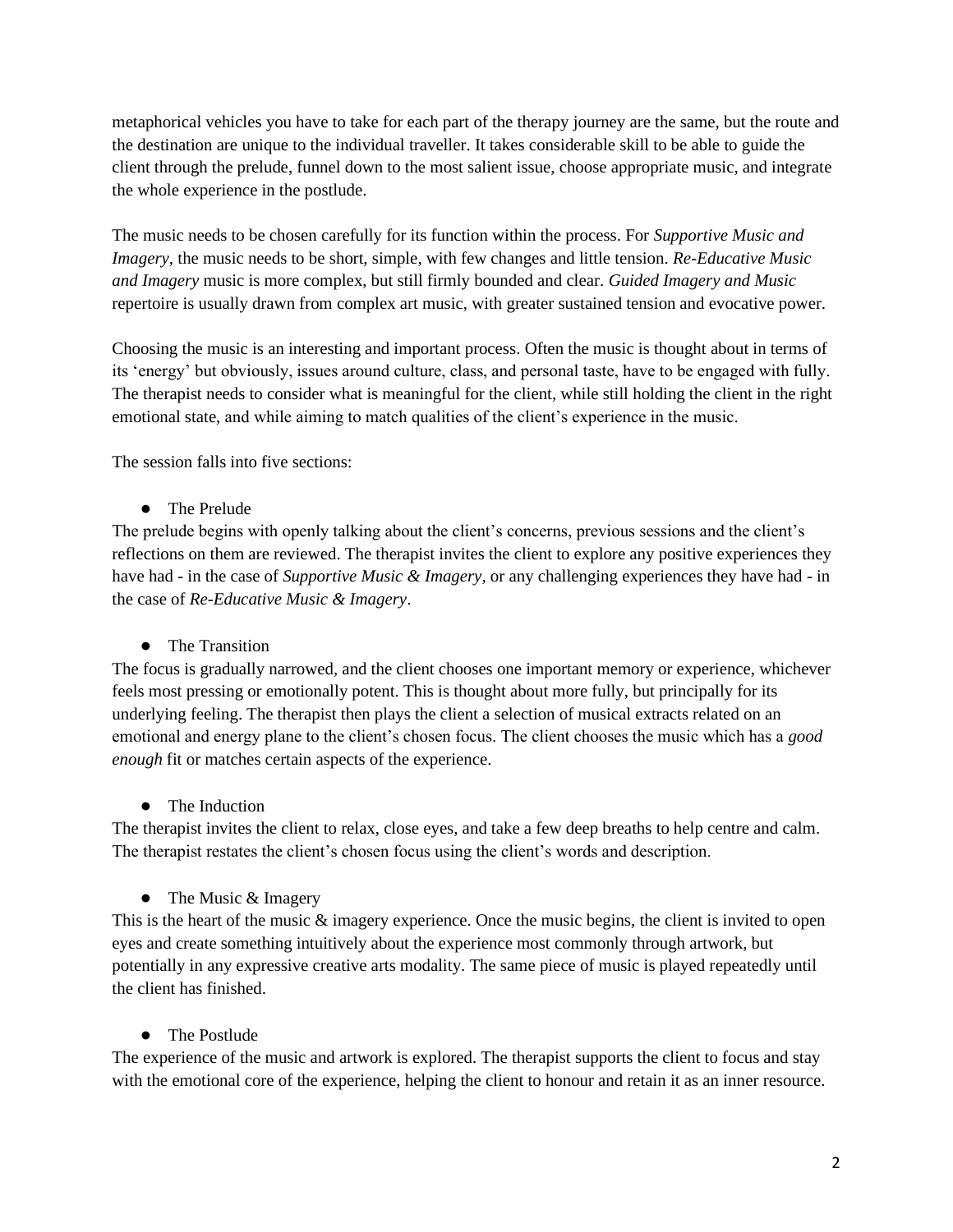metaphorical vehicles you have to take for each part of the therapy journey are the same, but the route and the destination are unique to the individual traveller. It takes considerable skill to be able to guide the client through the prelude, funnel down to the most salient issue, choose appropriate music, and integrate the whole experience in the postlude.

The music needs to be chosen carefully for its function within the process. For *Supportive Music and Imagery*, the music needs to be short, simple, with few changes and little tension. *Re-Educative Music and Imagery* music is more complex, but still firmly bounded and clear. *Guided Imagery and Music* repertoire is usually drawn from complex art music, with greater sustained tension and evocative power.

Choosing the music is an interesting and important process. Often the music is thought about in terms of its 'energy' but obviously, issues around culture, class, and personal taste, have to be engaged with fully. The therapist needs to consider what is meaningful for the client, while still holding the client in the right emotional state, and while aiming to match qualities of the client's experience in the music.

The session falls into five sections:

- The Prelude

The prelude begins with openly talking about the client's concerns, previous sessions and the client's reflections on them are reviewed. The therapist invites the client to explore any positive experiences they have had - in the case of *Supportive Music & Imagery*, or any challenging experiences they have had - in the case of *Re-Educative Music & Imagery*.

- The Transition

The focus is gradually narrowed, and the client chooses one important memory or experience, whichever feels most pressing or emotionally potent. This is thought about more fully, but principally for its underlying feeling. The therapist then plays the client a selection of musical extracts related on an emotional and energy plane to the client's chosen focus. The client chooses the music which has a *good enough* fit or matches certain aspects of the experience.

- The Induction

The therapist invites the client to relax, close eyes, and take a few deep breaths to help centre and calm. The therapist restates the client's chosen focus using the client's words and description.

- The Music & Imagery

This is the heart of the music & imagery experience. Once the music begins, the client is invited to open eyes and create something intuitively about the experience most commonly through artwork, but potentially in any expressive creative arts modality. The same piece of music is played repeatedly until the client has finished.

- The Postlude

The experience of the music and artwork is explored. The therapist supports the client to focus and stay with the emotional core of the experience, helping the client to honour and retain it as an inner resource.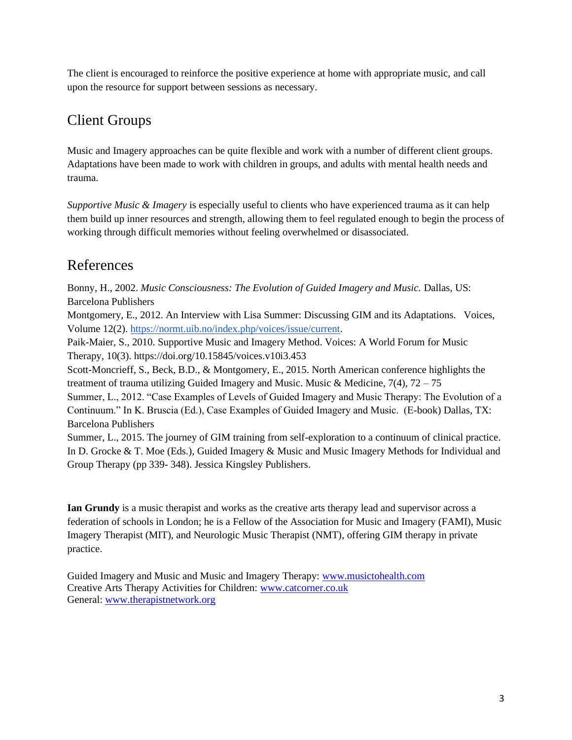The client is encouraged to reinforce the positive experience at home with appropriate music, and call upon the resource for support between sessions as necessary.

## Client Groups

Music and Imagery approaches can be quite flexible and work with a number of different client groups. Adaptations have been made to work with children in groups, and adults with mental health needs and trauma.

*Supportive Music & Imagery* is especially useful to clients who have experienced trauma as it can help them build up inner resources and strength, allowing them to feel regulated enough to begin the process of working through difficult memories without feeling overwhelmed or disassociated.

## References

Bonny, H., 2002. *Music Consciousness: The Evolution of Guided Imagery and Music.* Dallas, US: Barcelona Publishers

Montgomery, E., 2012. An Interview with Lisa Summer: Discussing GIM and its Adaptations. Voices, Volume 12(2). https://normt.uib.no/index.php/voices/issue/current.

Paik-Maier, S., 2010. Supportive Music and Imagery Method. Voices: A World Forum for Music Therapy, 10(3). https://doi.org/10.15845/voices.v10i3.453

Scott-Moncrieff, S., Beck, B.D., & Montgomery, E., 2015. North American conference highlights the treatment of trauma utilizing Guided Imagery and Music. Music & Medicine, 7(4), 72 – 75

Summer, L., 2012. "Case Examples of Levels of Guided Imagery and Music Therapy: The Evolution of a Continuum." In K. Bruscia (Ed.), Case Examples of Guided Imagery and Music. (E-book) Dallas, TX: Barcelona Publishers

Summer, L., 2015. The journey of GIM training from self-exploration to a continuum of clinical practice. In D. Grocke & T. Moe (Eds.), Guided Imagery & Music and Music Imagery Methods for Individual and Group Therapy (pp 339- 348). Jessica Kingsley Publishers.

**Ian Grundy** is a music therapist and works as the creative arts therapy lead and supervisor across a federation of schools in London; he is a Fellow of the Association for Music and Imagery (FAMI), Music Imagery Therapist (MIT), and Neurologic Music Therapist (NMT), offering GIM therapy in private practice.

Guided Imagery and Music and Music and Imagery Therapy: www.musictohealth.com
Creative Arts Therapy Activities for Children: www.catcorner.co.uk
General: www.therapistnetwork.org